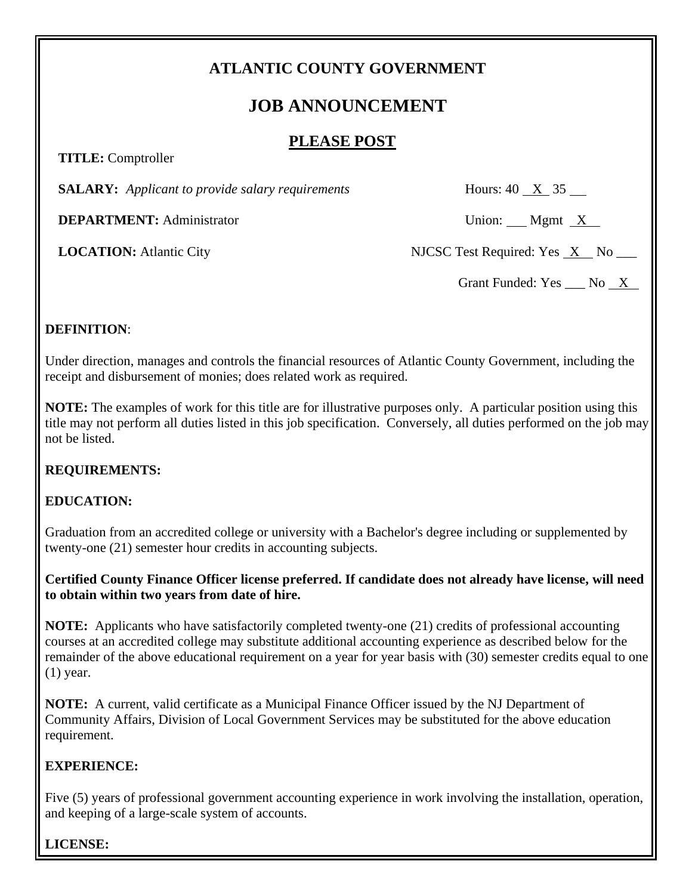# ATLANTIC COUNTY GOVERNMENT

## JOB ANNOUNCEMENT

**PLEASE POST**

**TITLE:** Comptroller

**SALARY:** *Applicant to provide salary requirements* Hours: 40 X 35 __

**DEPARTMENT:** Administrator Union: __ Mgmt X

**LOCATION:** Atlantic City NJCSC Test Required: Yes X No __

Grant Funded: Yes __ No X

**DEFINITION**:

Under direction, manages and controls the financial resources of Atlantic County Government, including the receipt and disbursement of monies; does related work as required.

**NOTE:** The examples of work for this title are for illustrative purposes only. A particular position using this title may not perform all duties listed in this job specification. Conversely, all duties performed on the job may not be listed.

**REQUIREMENTS:**

**EDUCATION:**

Graduation from an accredited college or university with a Bachelor's degree including or supplemented by twenty-one (21) semester hour credits in accounting subjects.

**Certified County Finance Officer license preferred. If candidate does not already have license, will need to obtain within two years from date of hire.**

**NOTE:** Applicants who have satisfactorily completed twenty-one (21) credits of professional accounting courses at an accredited college may substitute additional accounting experience as described below for the remainder of the above educational requirement on a year for year basis with (30) semester credits equal to one (1) year.

**NOTE:** A current, valid certificate as a Municipal Finance Officer issued by the NJ Department of Community Affairs, Division of Local Government Services may be substituted for the above education requirement.

**EXPERIENCE:**

Five (5) years of professional government accounting experience in work involving the installation, operation, and keeping of a large-scale system of accounts.

**LICENSE:**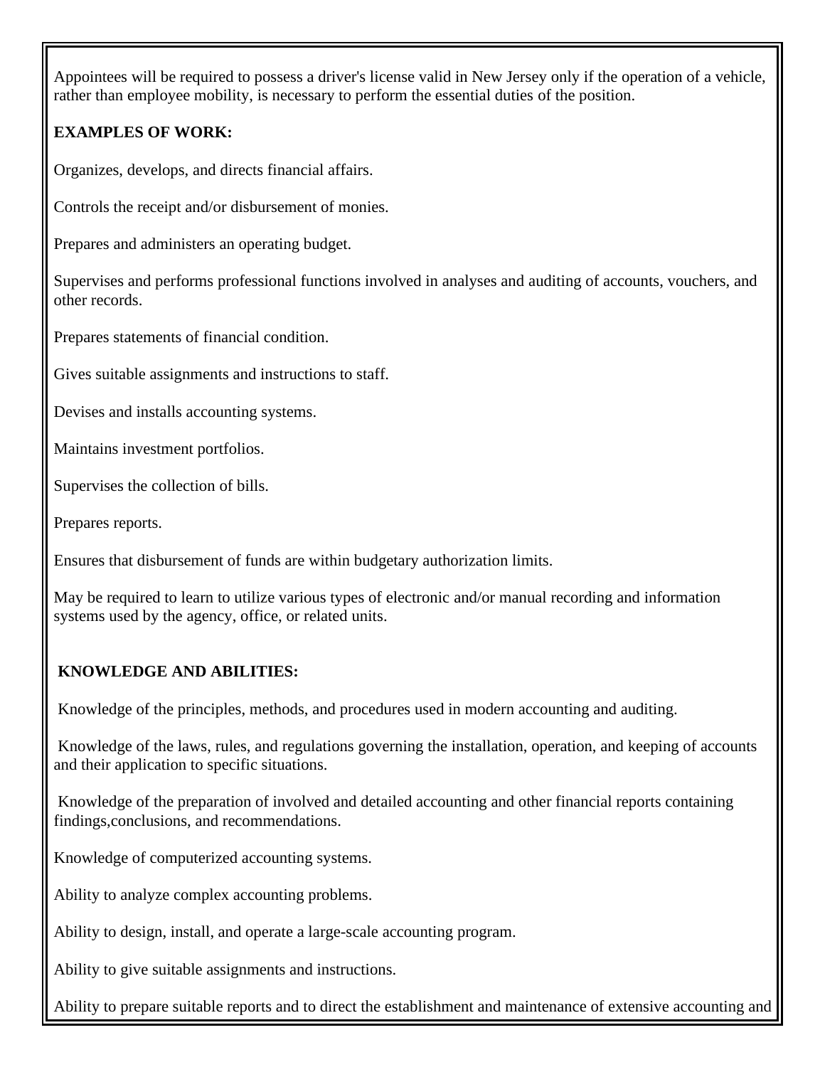Appointees will be required to possess a driver's license valid in New Jersey only if the operation of a vehicle, rather than employee mobility, is necessary to perform the essential duties of the position.

**EXAMPLES OF WORK:**

Organizes, develops, and directs financial affairs.

Controls the receipt and/or disbursement of monies.

Prepares and administers an operating budget.

Supervises and performs professional functions involved in analyses and auditing of accounts, vouchers, and other records.

Prepares statements of financial condition.

Gives suitable assignments and instructions to staff.

Devises and installs accounting systems.

Maintains investment portfolios.

Supervises the collection of bills.

Prepares reports.

Ensures that disbursement of funds are within budgetary authorization limits.

May be required to learn to utilize various types of electronic and/or manual recording and information systems used by the agency, office, or related units.

**KNOWLEDGE AND ABILITIES:**

Knowledge of the principles, methods, and procedures used in modern accounting and auditing.

Knowledge of the laws, rules, and regulations governing the installation, operation, and keeping of accounts and their application to specific situations.

Knowledge of the preparation of involved and detailed accounting and other financial reports containing findings,conclusions, and recommendations.

Knowledge of computerized accounting systems.

Ability to analyze complex accounting problems.

Ability to design, install, and operate a large-scale accounting program.

Ability to give suitable assignments and instructions.

Ability to prepare suitable reports and to direct the establishment and maintenance of extensive accounting and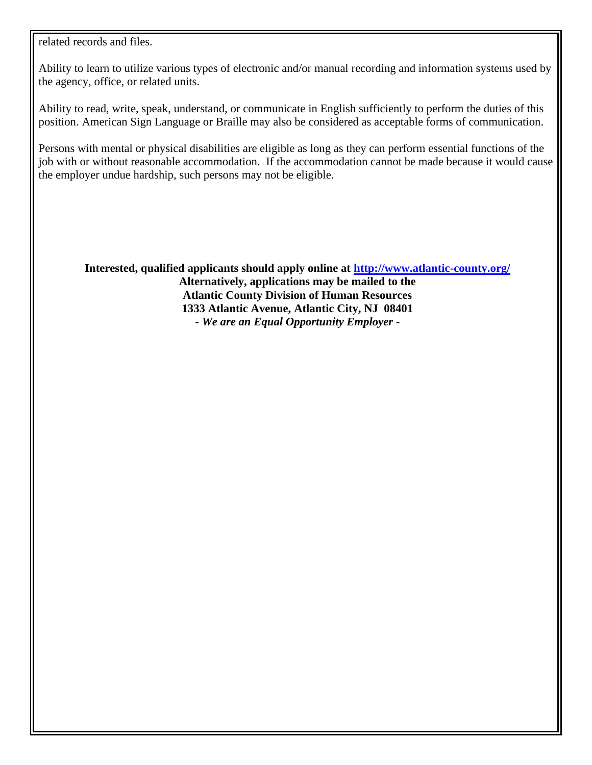related records and files.

Ability to learn to utilize various types of electronic and/or manual recording and information systems used by the agency, office, or related units.

Ability to read, write, speak, understand, or communicate in English sufficiently to perform the duties of this position. American Sign Language or Braille may also be considered as acceptable forms of communication.

Persons with mental or physical disabilities are eligible as long as they can perform essential functions of the job with or without reasonable accommodation. If the accommodation cannot be made because it would cause the employer undue hardship, such persons may not be eligible.

**Interested, qualified applicants should apply online at [http://www.atlantic-county.org/](http://www.atlantic-county.org/)**
**Alternatively, applications may be mailed to the**
**Atlantic County Division of Human Resources**
**1333 Atlantic Avenue, Atlantic City, NJ 08401**
***- We are an Equal Opportunity Employer -***